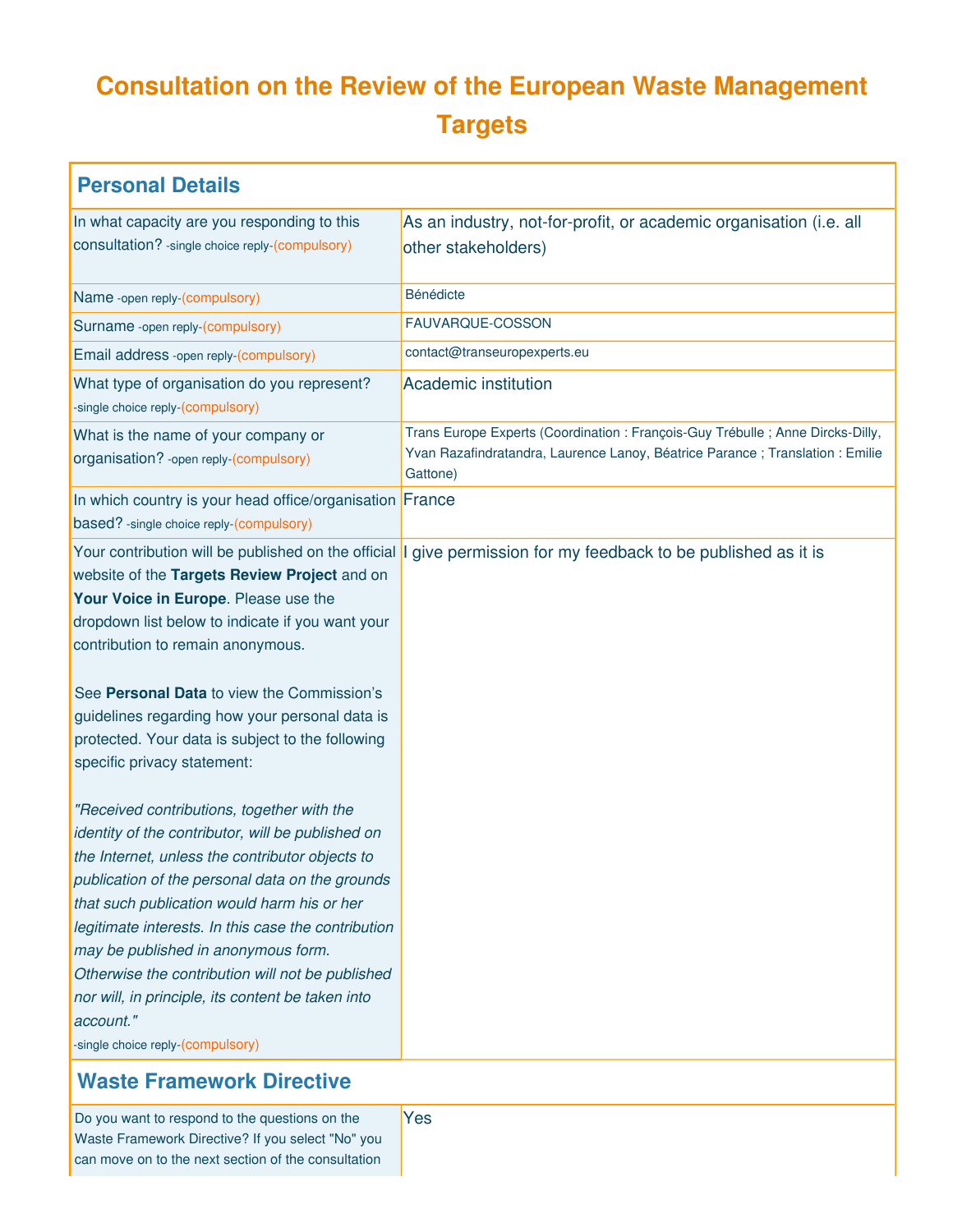# Consultation on the Review of the European Waste Management Targets

## Personal Details

| | |
|---|---|
| In what capacity are you responding to this consultation? -single choice reply-(compulsory) | As an industry, not-for-profit, or academic organisation (i.e. all other stakeholders) |
| Name -open reply-(compulsory) | Bénédicte |
| Surname -open reply-(compulsory) | FAUVARQUE-COSSON |
| Email address -open reply-(compulsory) | contact@transeuropexperts.eu |
| What type of organisation do you represent? -single choice reply-(compulsory) | Academic institution |
| What is the name of your company or organisation? -open reply-(compulsory) | Trans Europe Experts (Coordination : François-Guy Trébulle ; Anne Dircks-Dilly, Yvan Razafindratandra, Laurence Lanoy, Béatrice Parance ; Translation : Emilie Gattone) |
| In which country is your head office/organisation based? -single choice reply-(compulsory) | France |
| Your contribution will be published on the official website of the **Targets Review Project** and on **Your Voice in Europe**. Please use the dropdown list below to indicate if you want your contribution to remain anonymous.<br><br>See **Personal Data** to view the Commission's guidelines regarding how your personal data is protected. Your data is subject to the following specific privacy statement:<br><br>*"Received contributions, together with the identity of the contributor, will be published on the Internet, unless the contributor objects to publication of the personal data on the grounds that such publication would harm his or her legitimate interests. In this case the contribution may be published in anonymous form. Otherwise the contribution will not be published nor will, in principle, its content be taken into account."*<br>-single choice reply-(compulsory) | I give permission for my feedback to be published as it is |

## Waste Framework Directive

| | |
|---|---|
| Do you want to respond to the questions on the Waste Framework Directive? If you select "No" you can move on to the next section of the consultation | Yes |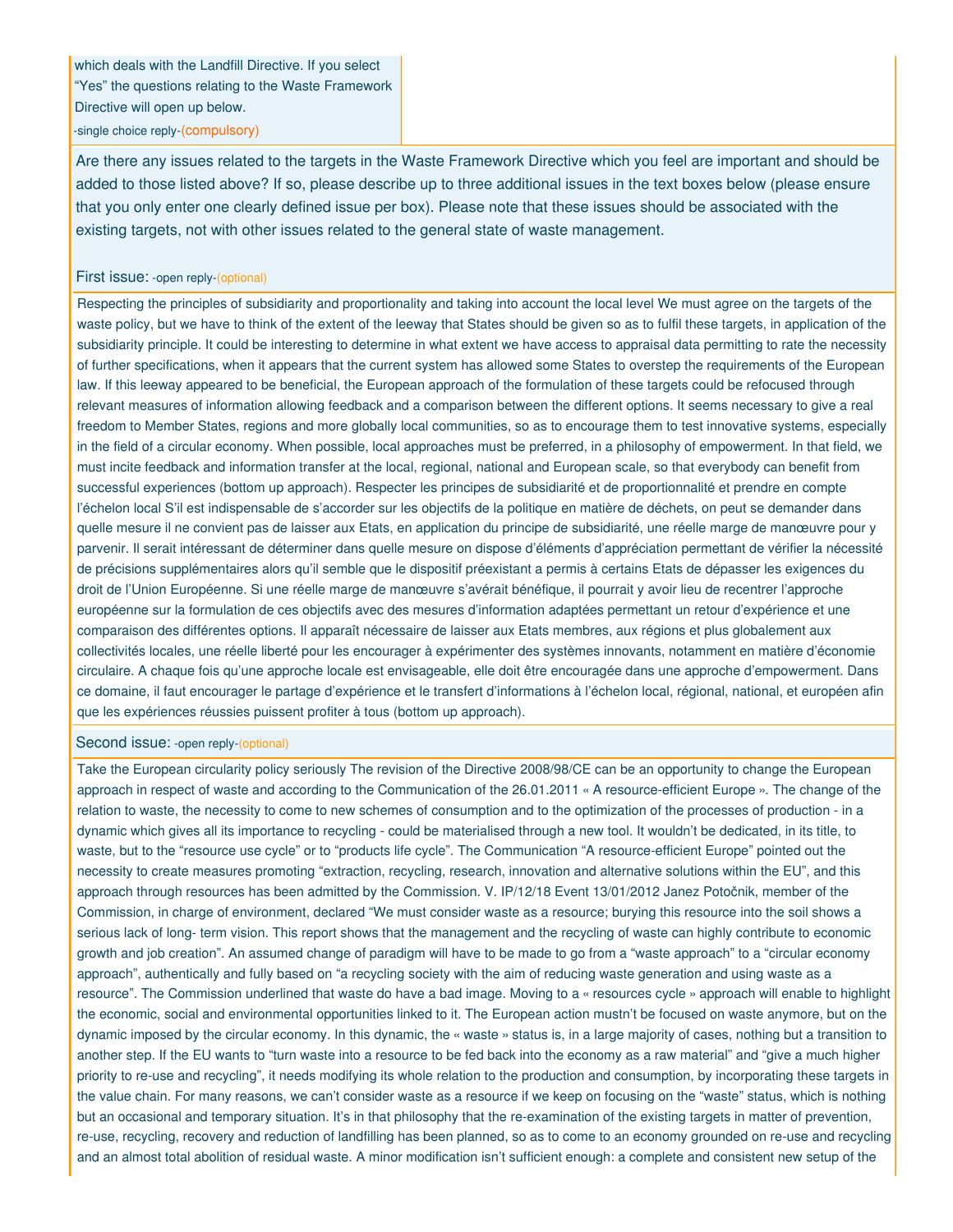which deals with the Landfill Directive. If you select "Yes" the questions relating to the Waste Framework Directive will open up below.

-single choice reply-(compulsory)

Are there any issues related to the targets in the Waste Framework Directive which you feel are important and should be added to those listed above? If so, please describe up to three additional issues in the text boxes below (please ensure that you only enter one clearly defined issue per box). Please note that these issues should be associated with the existing targets, not with other issues related to the general state of waste management.

First issue: -open reply-(optional)

Respecting the principles of subsidiarity and proportionality and taking into account the local level We must agree on the targets of the waste policy, but we have to think of the extent of the leeway that States should be given so as to fulfil these targets, in application of the subsidiarity principle. It could be interesting to determine in what extent we have access to appraisal data permitting to rate the necessity of further specifications, when it appears that the current system has allowed some States to overstep the requirements of the European law. If this leeway appeared to be beneficial, the European approach of the formulation of these targets could be refocused through relevant measures of information allowing feedback and a comparison between the different options. It seems necessary to give a real freedom to Member States, regions and more globally local communities, so as to encourage them to test innovative systems, especially in the field of a circular economy. When possible, local approaches must be preferred, in a philosophy of empowerment. In that field, we must incite feedback and information transfer at the local, regional, national and European scale, so that everybody can benefit from successful experiences (bottom up approach). Respecter les principes de subsidiarité et de proportionnalité et prendre en compte l'échelon local S'il est indispensable de s'accorder sur les objectifs de la politique en matière de déchets, on peut se demander dans quelle mesure il ne convient pas de laisser aux Etats, en application du principe de subsidiarité, une réelle marge de manœuvre pour y parvenir. Il serait intéressant de déterminer dans quelle mesure on dispose d'éléments d'appréciation permettant de vérifier la nécessité de précisions supplémentaires alors qu'il semble que le dispositif préexistant a permis à certains Etats de dépasser les exigences du droit de l'Union Européenne. Si une réelle marge de manœuvre s'avérait bénéfique, il pourrait y avoir lieu de recentrer l'approche européenne sur la formulation de ces objectifs avec des mesures d'information adaptées permettant un retour d'expérience et une comparaison des différentes options. Il apparaît nécessaire de laisser aux Etats membres, aux régions et plus globalement aux collectivités locales, une réelle liberté pour les encourager à expérimenter des systèmes innovants, notamment en matière d'économie circulaire. A chaque fois qu'une approche locale est envisageable, elle doit être encouragée dans une approche d'empowerment. Dans ce domaine, il faut encourager le partage d'expérience et le transfert d'informations à l'échelon local, régional, national, et européen afin que les expériences réussies puissent profiter à tous (bottom up approach).

Second issue: -open reply-(optional)

Take the European circularity policy seriously The revision of the Directive 2008/98/CE can be an opportunity to change the European approach in respect of waste and according to the Communication of the 26.01.2011 « A resource-efficient Europe ». The change of the relation to waste, the necessity to come to new schemes of consumption and to the optimization of the processes of production - in a dynamic which gives all its importance to recycling - could be materialised through a new tool. It wouldn't be dedicated, in its title, to waste, but to the "resource use cycle" or to "products life cycle". The Communication "A resource-efficient Europe" pointed out the necessity to create measures promoting "extraction, recycling, research, innovation and alternative solutions within the EU", and this approach through resources has been admitted by the Commission. V. IP/12/18 Event 13/01/2012 Janez Potočnik, member of the Commission, in charge of environment, declared "We must consider waste as a resource; burying this resource into the soil shows a serious lack of long- term vision. This report shows that the management and the recycling of waste can highly contribute to economic growth and job creation". An assumed change of paradigm will have to be made to go from a "waste approach" to a "circular economy approach", authentically and fully based on "a recycling society with the aim of reducing waste generation and using waste as a resource". The Commission underlined that waste do have a bad image. Moving to a « resources cycle » approach will enable to highlight the economic, social and environmental opportunities linked to it. The European action mustn't be focused on waste anymore, but on the dynamic imposed by the circular economy. In this dynamic, the « waste » status is, in a large majority of cases, nothing but a transition to another step. If the EU wants to "turn waste into a resource to be fed back into the economy as a raw material" and "give a much higher priority to re-use and recycling", it needs modifying its whole relation to the production and consumption, by incorporating these targets in the value chain. For many reasons, we can't consider waste as a resource if we keep on focusing on the "waste" status, which is nothing but an occasional and temporary situation. It's in that philosophy that the re-examination of the existing targets in matter of prevention, re-use, recycling, recovery and reduction of landfilling has been planned, so as to come to an economy grounded on re-use and recycling and an almost total abolition of residual waste. A minor modification isn't sufficient enough: a complete and consistent new setup of the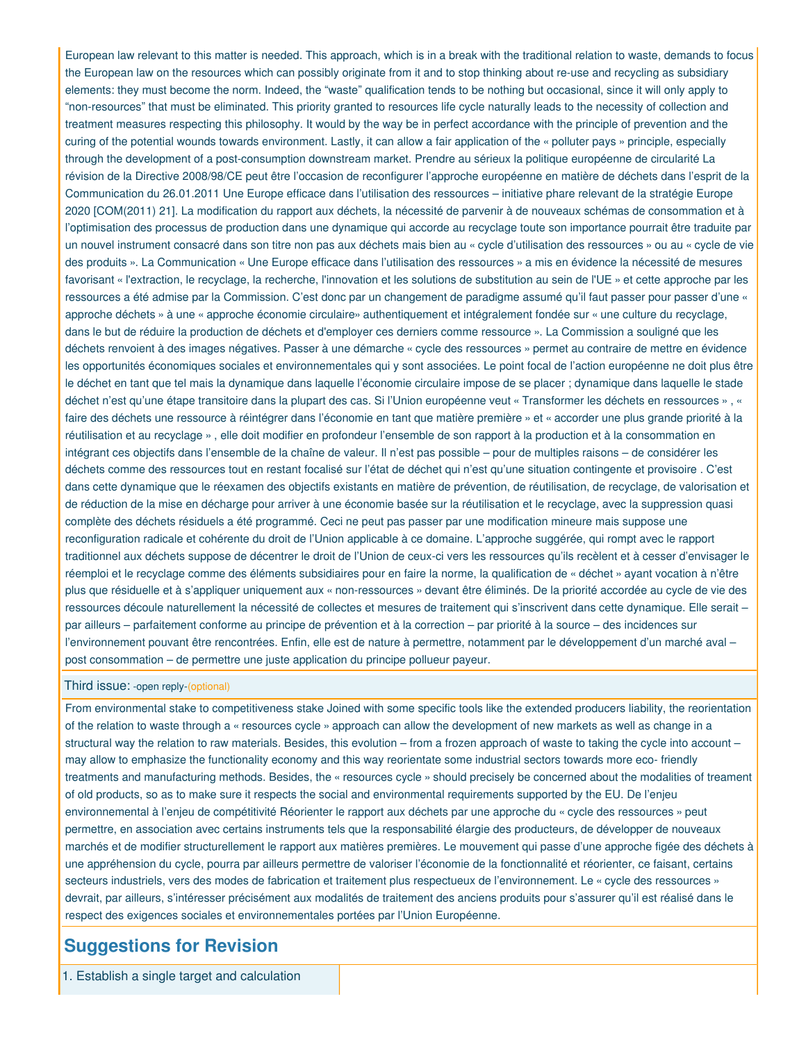European law relevant to this matter is needed. This approach, which is in a break with the traditional relation to waste, demands to focus the European law on the resources which can possibly originate from it and to stop thinking about re-use and recycling as subsidiary elements: they must become the norm. Indeed, the “waste” qualification tends to be nothing but occasional, since it will only apply to “non-resources” that must be eliminated. This priority granted to resources life cycle naturally leads to the necessity of collection and treatment measures respecting this philosophy. It would by the way be in perfect accordance with the principle of prevention and the curing of the potential wounds towards environment. Lastly, it can allow a fair application of the « polluter pays » principle, especially through the development of a post-consumption downstream market. Prendre au sérieux la politique européenne de circularité La révision de la Directive 2008/98/CE peut être l’occasion de reconfigurer l’approche européenne en matière de déchets dans l’esprit de la Communication du 26.01.2011 Une Europe efficace dans l’utilisation des ressources – initiative phare relevant de la stratégie Europe 2020 [COM(2011) 21]. La modification du rapport aux déchets, la nécessité de parvenir à de nouveaux schémas de consommation et à l’optimisation des processus de production dans une dynamique qui accorde au recyclage toute son importance pourrait être traduite par un nouvel instrument consacré dans son titre non pas aux déchets mais bien au « cycle d’utilisation des ressources » ou au « cycle de vie des produits ». La Communication « Une Europe efficace dans l’utilisation des ressources » a mis en évidence la nécessité de mesures favorisant « l'extraction, le recyclage, la recherche, l'innovation et les solutions de substitution au sein de l'UE » et cette approche par les ressources a été admise par la Commission. C’est donc par un changement de paradigme assumé qu’il faut passer pour passer d’une « approche déchets » à une « approche économie circulaire» authentiquement et intégralement fondée sur « une culture du recyclage, dans le but de réduire la production de déchets et d'employer ces derniers comme ressource ». La Commission a souligné que les déchets renvoient à des images négatives. Passer à une démarche « cycle des ressources » permet au contraire de mettre en évidence les opportunités économiques sociales et environnementales qui y sont associées. Le point focal de l’action européenne ne doit plus être le déchet en tant que tel mais la dynamique dans laquelle l’économie circulaire impose de se placer ; dynamique dans laquelle le stade déchet n’est qu’une étape transitoire dans la plupart des cas. Si l’Union européenne veut « Transformer les déchets en ressources » , « faire des déchets une ressource à réintégrer dans l’économie en tant que matière première » et « accorder une plus grande priorité à la réutilisation et au recyclage » , elle doit modifier en profondeur l’ensemble de son rapport à la production et à la consommation en intégrant ces objectifs dans l’ensemble de la chaîne de valeur. Il n’est pas possible – pour de multiples raisons – de considérer les déchets comme des ressources tout en restant focalisé sur l’état de déchet qui n’est qu’une situation contingente et provisoire . C’est dans cette dynamique que le réexamen des objectifs existants en matière de prévention, de réutilisation, de recyclage, de valorisation et de réduction de la mise en décharge pour arriver à une économie basée sur la réutilisation et le recyclage, avec la suppression quasi complète des déchets résiduels a été programmé. Ceci ne peut pas passer par une modification mineure mais suppose une reconfiguration radicale et cohérente du droit de l’Union applicable à ce domaine. L’approche suggérée, qui rompt avec le rapport traditionnel aux déchets suppose de décentrer le droit de l’Union de ceux-ci vers les ressources qu’ils recèlent et à cesser d’envisager le réemploi et le recyclage comme des éléments subsidiaires pour en faire la norme, la qualification de « déchet » ayant vocation à n’être plus que résiduelle et à s’appliquer uniquement aux « non-ressources » devant être éliminés. De la priorité accordée au cycle de vie des ressources découle naturellement la nécessité de collectes et mesures de traitement qui s’inscrivent dans cette dynamique. Elle serait – par ailleurs – parfaitement conforme au principe de prévention et à la correction – par priorité à la source – des incidences sur l’environnement pouvant être rencontrées. Enfin, elle est de nature à permettre, notamment par le développement d’un marché aval – post consommation – de permettre une juste application du principe pollueur payeur.

Third issue: -open reply-(optional)

From environmental stake to competitiveness stake Joined with some specific tools like the extended producers liability, the reorientation of the relation to waste through a « resources cycle » approach can allow the development of new markets as well as change in a structural way the relation to raw materials. Besides, this evolution – from a frozen approach of waste to taking the cycle into account – may allow to emphasize the functionality economy and this way reorientate some industrial sectors towards more eco- friendly treatments and manufacturing methods. Besides, the « resources cycle » should precisely be concerned about the modalities of treament of old products, so as to make sure it respects the social and environmental requirements supported by the EU. De l’enjeu environnemental à l’enjeu de compétitivité Réorienter le rapport aux déchets par une approche du « cycle des ressources » peut permettre, en association avec certains instruments tels que la responsabilité élargie des producteurs, de développer de nouveaux marchés et de modifier structurellement le rapport aux matières premières. Le mouvement qui passe d’une approche figée des déchets à une appréhension du cycle, pourra par ailleurs permettre de valoriser l’économie de la fonctionnalité et réorienter, ce faisant, certains secteurs industriels, vers des modes de fabrication et traitement plus respectueux de l’environnement. Le « cycle des ressources » devrait, par ailleurs, s’intéresser précisément aux modalités de traitement des anciens produits pour s’assurer qu’il est réalisé dans le respect des exigences sociales et environnementales portées par l’Union Européenne.

## Suggestions for Revision

1. Establish a single target and calculation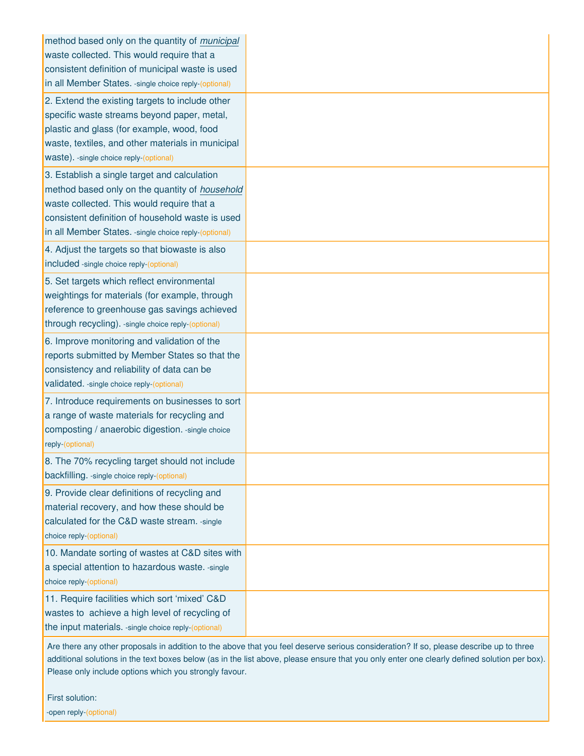| | |
|---|---|
| method based only on the quantity of *municipal* waste collected. This would require that a consistent definition of municipal waste is used in all Member States. -single choice reply-(optional) | |
| 2. Extend the existing targets to include other specific waste streams beyond paper, metal, plastic and glass (for example, wood, food waste, textiles, and other materials in municipal waste). -single choice reply-(optional) | |
| 3. Establish a single target and calculation method based only on the quantity of *household* waste collected. This would require that a consistent definition of household waste is used in all Member States. -single choice reply-(optional) | |
| 4. Adjust the targets so that biowaste is also included -single choice reply-(optional) | |
| 5. Set targets which reflect environmental weightings for materials (for example, through reference to greenhouse gas savings achieved through recycling). -single choice reply-(optional) | |
| 6. Improve monitoring and validation of the reports submitted by Member States so that the consistency and reliability of data can be validated. -single choice reply-(optional) | |
| 7. Introduce requirements on businesses to sort a range of waste materials for recycling and composting / anaerobic digestion. -single choice reply-(optional) | |
| 8. The 70% recycling target should not include backfilling. -single choice reply-(optional) | |
| 9. Provide clear definitions of recycling and material recovery, and how these should be calculated for the C&D waste stream. -single choice reply-(optional) | |
| 10. Mandate sorting of wastes at C&D sites with a special attention to hazardous waste. -single choice reply-(optional) | |
| 11. Require facilities which sort 'mixed' C&D wastes to achieve a high level of recycling of the input materials. -single choice reply-(optional) | |

Are there any other proposals in addition to the above that you feel deserve serious consideration? If so, please describe up to three additional solutions in the text boxes below (as in the list above, please ensure that you only enter one clearly defined solution per box). Please only include options which you strongly favour.

First solution:
-open reply-(optional)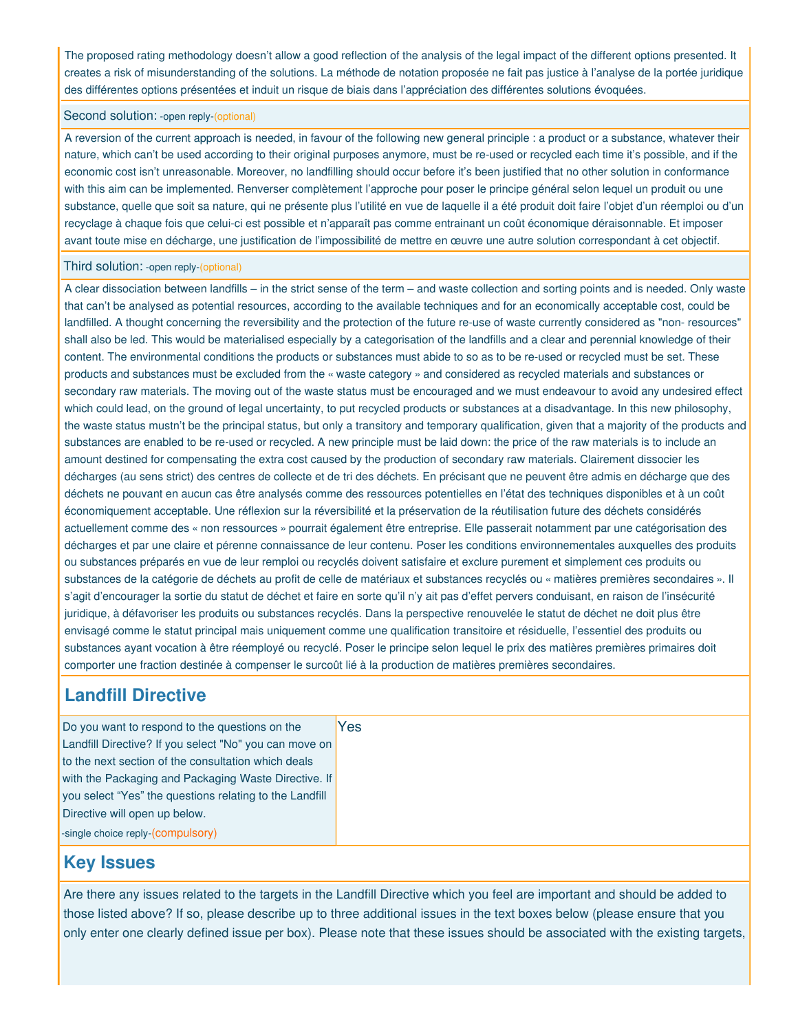The proposed rating methodology doesn't allow a good reflection of the analysis of the legal impact of the different options presented. It creates a risk of misunderstanding of the solutions. La méthode de notation proposée ne fait pas justice à l'analyse de la portée juridique des différentes options présentées et induit un risque de biais dans l'appréciation des différentes solutions évoquées.

Second solution: -open reply-(optional)

A reversion of the current approach is needed, in favour of the following new general principle : a product or a substance, whatever their nature, which can't be used according to their original purposes anymore, must be re-used or recycled each time it's possible, and if the economic cost isn't unreasonable. Moreover, no landfilling should occur before it's been justified that no other solution in conformance with this aim can be implemented. Renverser complètement l'approche pour poser le principe général selon lequel un produit ou une substance, quelle que soit sa nature, qui ne présente plus l'utilité en vue de laquelle il a été produit doit faire l'objet d'un réemploi ou d'un recyclage à chaque fois que celui-ci est possible et n'apparaît pas comme entrainant un coût économique déraisonnable. Et imposer avant toute mise en décharge, une justification de l'impossibilité de mettre en œuvre une autre solution correspondant à cet objectif.

Third solution: -open reply-(optional)

A clear dissociation between landfills – in the strict sense of the term – and waste collection and sorting points and is needed. Only waste that can't be analysed as potential resources, according to the available techniques and for an economically acceptable cost, could be landfilled. A thought concerning the reversibility and the protection of the future re-use of waste currently considered as "non- resources" shall also be led. This would be materialised especially by a categorisation of the landfills and a clear and perennial knowledge of their content. The environmental conditions the products or substances must abide to so as to be re-used or recycled must be set. These products and substances must be excluded from the « waste category » and considered as recycled materials and substances or secondary raw materials. The moving out of the waste status must be encouraged and we must endeavour to avoid any undesired effect which could lead, on the ground of legal uncertainty, to put recycled products or substances at a disadvantage. In this new philosophy, the waste status mustn't be the principal status, but only a transitory and temporary qualification, given that a majority of the products and substances are enabled to be re-used or recycled. A new principle must be laid down: the price of the raw materials is to include an amount destined for compensating the extra cost caused by the production of secondary raw materials. Clairement dissocier les décharges (au sens strict) des centres de collecte et de tri des déchets. En précisant que ne peuvent être admis en décharge que des déchets ne pouvant en aucun cas être analysés comme des ressources potentielles en l'état des techniques disponibles et à un coût économiquement acceptable. Une réflexion sur la réversibilité et la préservation de la réutilisation future des déchets considérés actuellement comme des « non ressources » pourrait également être entreprise. Elle passerait notamment par une catégorisation des décharges et par une claire et pérenne connaissance de leur contenu. Poser les conditions environnementales auxquelles des produits ou substances préparés en vue de leur remploi ou recyclés doivent satisfaire et exclure purement et simplement ces produits ou substances de la catégorie de déchets au profit de celle de matériaux et substances recyclés ou « matières premières secondaires ». Il s'agit d'encourager la sortie du statut de déchet et faire en sorte qu'il n'y ait pas d'effet pervers conduisant, en raison de l'insécurité juridique, à défavoriser les produits ou substances recyclés. Dans la perspective renouvelée le statut de déchet ne doit plus être envisagé comme le statut principal mais uniquement comme une qualification transitoire et résiduelle, l'essentiel des produits ou substances ayant vocation à être réemployé ou recyclé. Poser le principe selon lequel le prix des matières premières primaires doit comporter une fraction destinée à compenser le surcoût lié à la production de matières premières secondaires.

## Landfill Directive

| Do you want to respond to the questions on the Landfill Directive? If you select "No" you can move on to the next section of the consultation which deals with the Packaging and Packaging Waste Directive. If you select "Yes" the questions relating to the Landfill Directive will open up below. -single choice reply-(compulsory) | Yes |
|---|---|

## Key Issues

Are there any issues related to the targets in the Landfill Directive which you feel are important and should be added to those listed above? If so, please describe up to three additional issues in the text boxes below (please ensure that you only enter one clearly defined issue per box). Please note that these issues should be associated with the existing targets,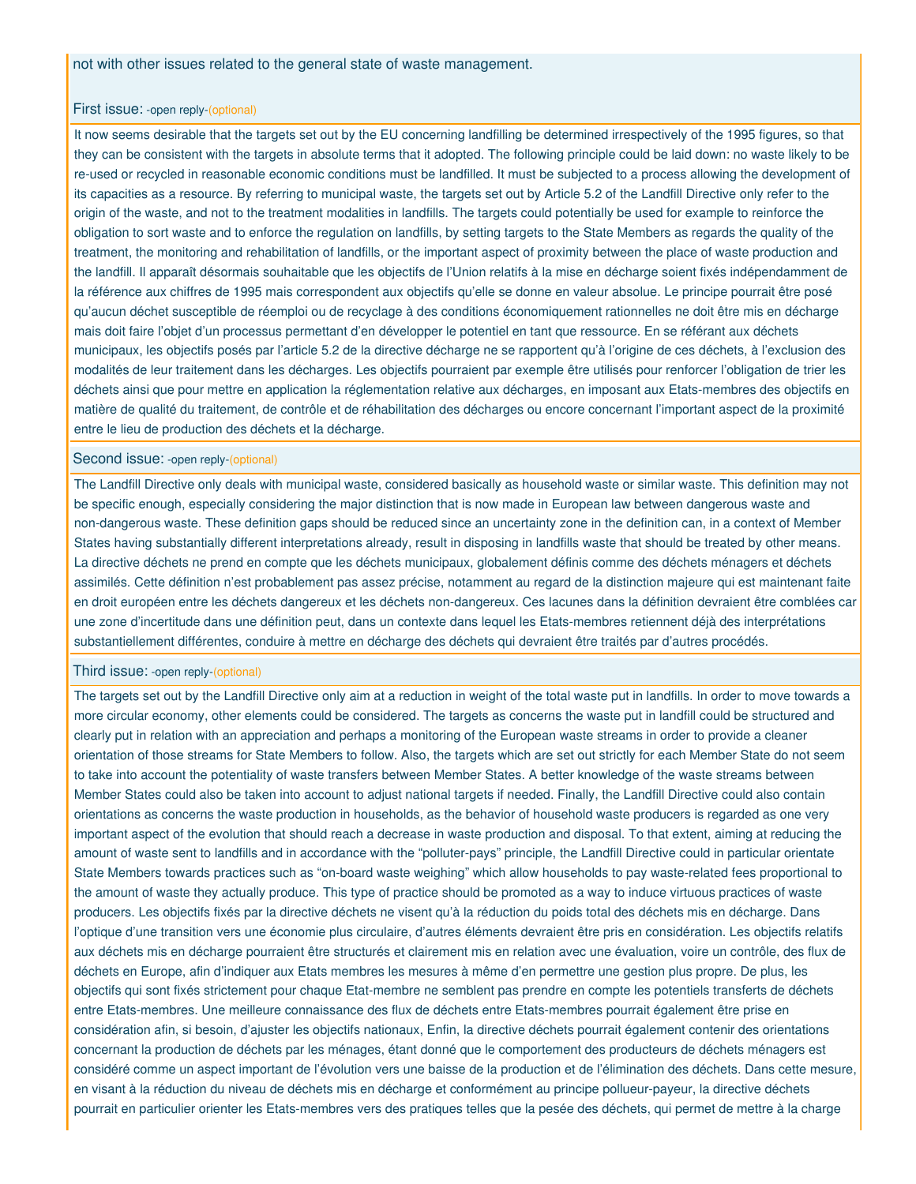not with other issues related to the general state of waste management.

First issue: -open reply-(optional)

It now seems desirable that the targets set out by the EU concerning landfilling be determined irrespectively of the 1995 figures, so that they can be consistent with the targets in absolute terms that it adopted. The following principle could be laid down: no waste likely to be re-used or recycled in reasonable economic conditions must be landfilled. It must be subjected to a process allowing the development of its capacities as a resource. By referring to municipal waste, the targets set out by Article 5.2 of the Landfill Directive only refer to the origin of the waste, and not to the treatment modalities in landfills. The targets could potentially be used for example to reinforce the obligation to sort waste and to enforce the regulation on landfills, by setting targets to the State Members as regards the quality of the treatment, the monitoring and rehabilitation of landfills, or the important aspect of proximity between the place of waste production and the landfill. Il apparaît désormais souhaitable que les objectifs de l'Union relatifs à la mise en décharge soient fixés indépendamment de la référence aux chiffres de 1995 mais correspondent aux objectifs qu'elle se donne en valeur absolue. Le principe pourrait être posé qu'aucun déchet susceptible de réemploi ou de recyclage à des conditions économiquement rationnelles ne doit être mis en décharge mais doit faire l'objet d'un processus permettant d'en développer le potentiel en tant que ressource. En se référant aux déchets municipaux, les objectifs posés par l'article 5.2 de la directive décharge ne se rapportent qu'à l'origine de ces déchets, à l'exclusion des modalités de leur traitement dans les décharges. Les objectifs pourraient par exemple être utilisés pour renforcer l'obligation de trier les déchets ainsi que pour mettre en application la réglementation relative aux décharges, en imposant aux Etats-membres des objectifs en matière de qualité du traitement, de contrôle et de réhabilitation des décharges ou encore concernant l'important aspect de la proximité entre le lieu de production des déchets et la décharge.

Second issue: -open reply-(optional)

The Landfill Directive only deals with municipal waste, considered basically as household waste or similar waste. This definition may not be specific enough, especially considering the major distinction that is now made in European law between dangerous waste and non-dangerous waste. These definition gaps should be reduced since an uncertainty zone in the definition can, in a context of Member States having substantially different interpretations already, result in disposing in landfills waste that should be treated by other means. La directive déchets ne prend en compte que les déchets municipaux, globalement définis comme des déchets ménagers et déchets assimilés. Cette définition n'est probablement pas assez précise, notamment au regard de la distinction majeure qui est maintenant faite en droit européen entre les déchets dangereux et les déchets non-dangereux. Ces lacunes dans la définition devraient être comblées car une zone d'incertitude dans une définition peut, dans un contexte dans lequel les Etats-membres retiennent déjà des interprétations substantiellement différentes, conduire à mettre en décharge des déchets qui devraient être traités par d'autres procédés.

Third issue: -open reply-(optional)

The targets set out by the Landfill Directive only aim at a reduction in weight of the total waste put in landfills. In order to move towards a more circular economy, other elements could be considered. The targets as concerns the waste put in landfill could be structured and clearly put in relation with an appreciation and perhaps a monitoring of the European waste streams in order to provide a cleaner orientation of those streams for State Members to follow. Also, the targets which are set out strictly for each Member State do not seem to take into account the potentiality of waste transfers between Member States. A better knowledge of the waste streams between Member States could also be taken into account to adjust national targets if needed. Finally, the Landfill Directive could also contain orientations as concerns the waste production in households, as the behavior of household waste producers is regarded as one very important aspect of the evolution that should reach a decrease in waste production and disposal. To that extent, aiming at reducing the amount of waste sent to landfills and in accordance with the "polluter-pays" principle, the Landfill Directive could in particular orientate State Members towards practices such as "on-board waste weighing" which allow households to pay waste-related fees proportional to the amount of waste they actually produce. This type of practice should be promoted as a way to induce virtuous practices of waste producers. Les objectifs fixés par la directive déchets ne visent qu'à la réduction du poids total des déchets mis en décharge. Dans l'optique d'une transition vers une économie plus circulaire, d'autres éléments devraient être pris en considération. Les objectifs relatifs aux déchets mis en décharge pourraient être structurés et clairement mis en relation avec une évaluation, voire un contrôle, des flux de déchets en Europe, afin d'indiquer aux Etats membres les mesures à même d'en permettre une gestion plus propre. De plus, les objectifs qui sont fixés strictement pour chaque Etat-membre ne semblent pas prendre en compte les potentiels transferts de déchets entre Etats-membres. Une meilleure connaissance des flux de déchets entre Etats-membres pourrait également être prise en considération afin, si besoin, d'ajuster les objectifs nationaux, Enfin, la directive déchets pourrait également contenir des orientations concernant la production de déchets par les ménages, étant donné que le comportement des producteurs de déchets ménagers est considéré comme un aspect important de l'évolution vers une baisse de la production et de l'élimination des déchets. Dans cette mesure, en visant à la réduction du niveau de déchets mis en décharge et conformément au principe pollueur-payeur, la directive déchets pourrait en particulier orienter les Etats-membres vers des pratiques telles que la pesée des déchets, qui permet de mettre à la charge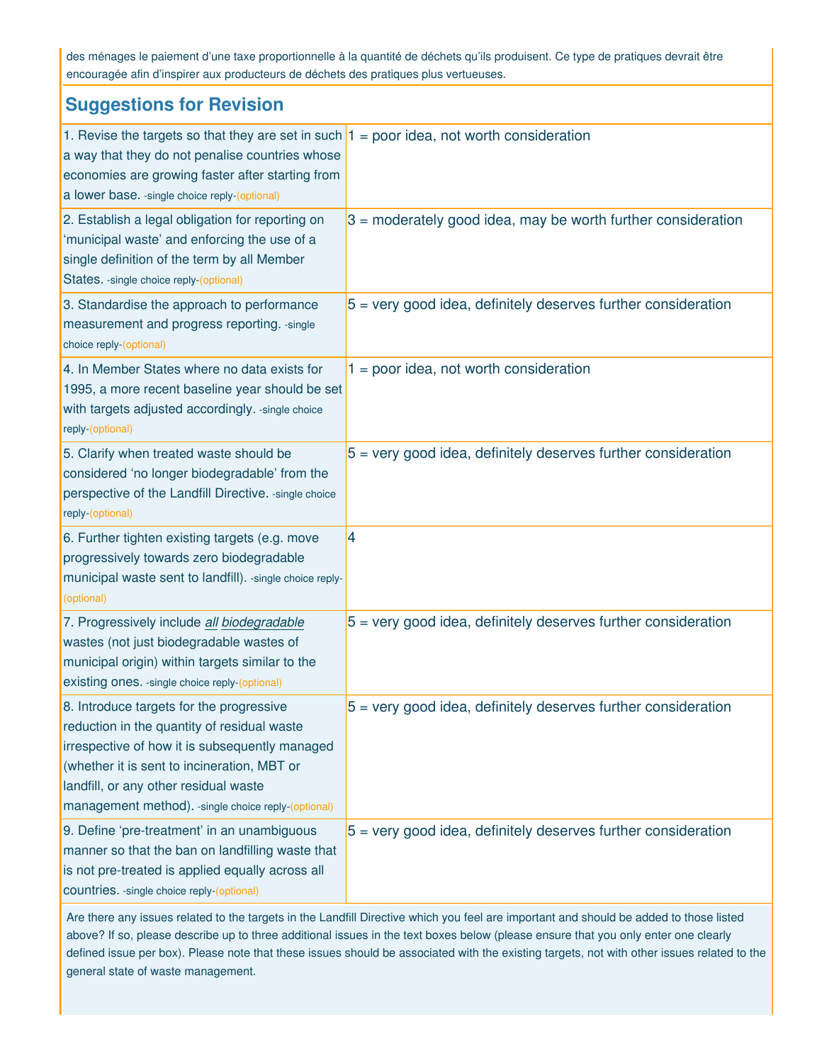des ménages le paiement d'une taxe proportionnelle à la quantité de déchets qu'ils produisent. Ce type de pratiques devrait être encouragée afin d'inspirer aux producteurs de déchets des pratiques plus vertueuses.

## Suggestions for Revision

| | |
|---|---|
| 1. Revise the targets so that they are set in such a way that they do not penalise countries whose economies are growing faster after starting from a lower base. -single choice reply-(optional) | 1 = poor idea, not worth consideration |
| 2. Establish a legal obligation for reporting on 'municipal waste' and enforcing the use of a single definition of the term by all Member States. -single choice reply-(optional) | 3 = moderately good idea, may be worth further consideration |
| 3. Standardise the approach to performance measurement and progress reporting. -single choice reply-(optional) | 5 = very good idea, definitely deserves further consideration |
| 4. In Member States where no data exists for 1995, a more recent baseline year should be set with targets adjusted accordingly. -single choice reply-(optional) | 1 = poor idea, not worth consideration |
| 5. Clarify when treated waste should be considered 'no longer biodegradable' from the perspective of the Landfill Directive. -single choice reply-(optional) | 5 = very good idea, definitely deserves further consideration |
| 6. Further tighten existing targets (e.g. move progressively towards zero biodegradable municipal waste sent to landfill). -single choice reply-(optional) | 4 |
| 7. Progressively include *all biodegradable* wastes (not just biodegradable wastes of municipal origin) within targets similar to the existing ones. -single choice reply-(optional) | 5 = very good idea, definitely deserves further consideration |
| 8. Introduce targets for the progressive reduction in the quantity of residual waste irrespective of how it is subsequently managed (whether it is sent to incineration, MBT or landfill, or any other residual waste management method). -single choice reply-(optional) | 5 = very good idea, definitely deserves further consideration |
| 9. Define 'pre-treatment' in an unambiguous manner so that the ban on landfilling waste that is not pre-treated is applied equally across all countries. -single choice reply-(optional) | 5 = very good idea, definitely deserves further consideration |

Are there any issues related to the targets in the Landfill Directive which you feel are important and should be added to those listed above? If so, please describe up to three additional issues in the text boxes below (please ensure that you only enter one clearly defined issue per box). Please note that these issues should be associated with the existing targets, not with other issues related to the general state of waste management.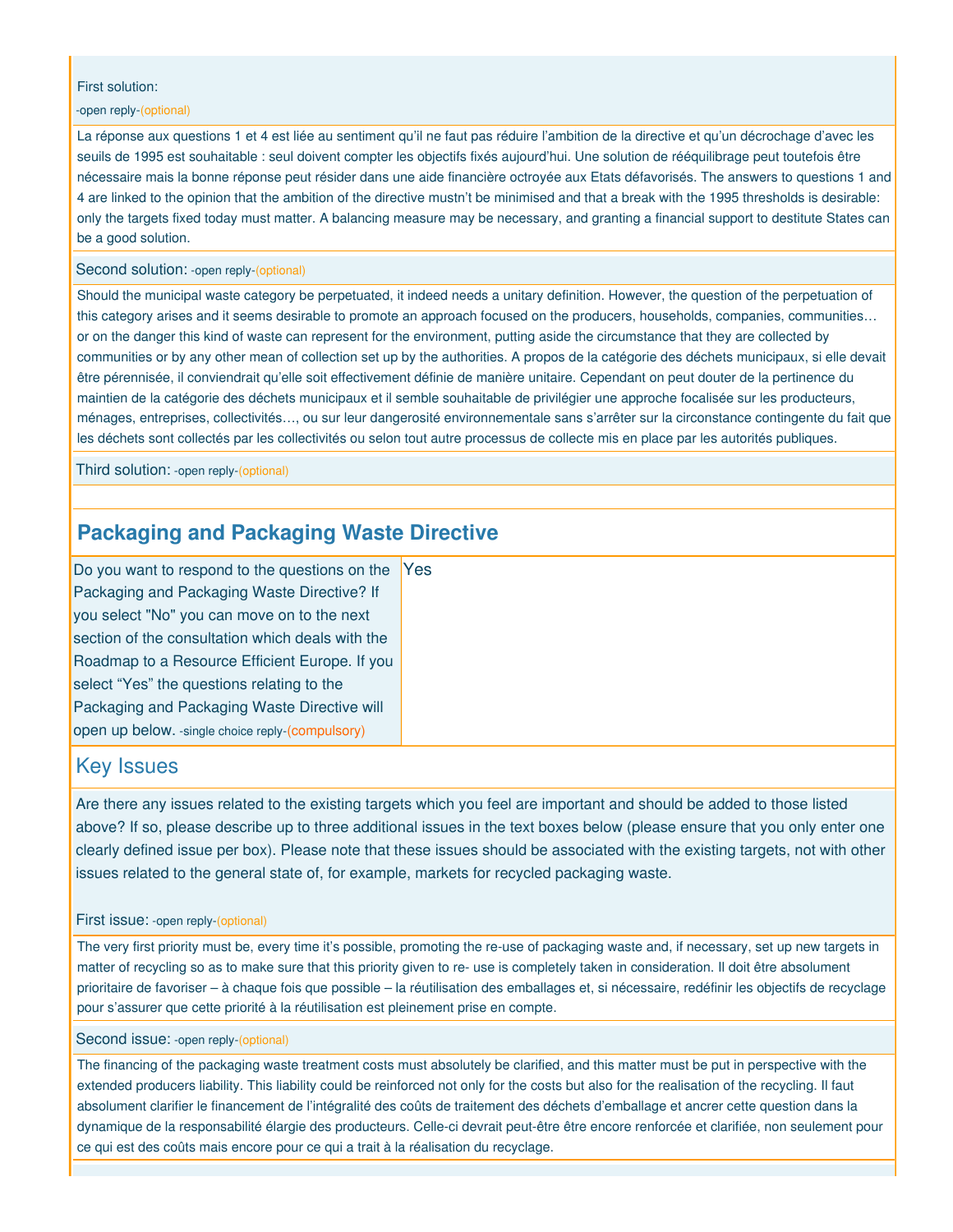First solution:

-open reply-(optional)

La réponse aux questions 1 et 4 est liée au sentiment qu'il ne faut pas réduire l'ambition de la directive et qu'un décrochage d'avec les seuils de 1995 est souhaitable : seul doivent compter les objectifs fixés aujourd'hui. Une solution de rééquilibrage peut toutefois être nécessaire mais la bonne réponse peut résider dans une aide financière octroyée aux Etats défavorisés. The answers to questions 1 and 4 are linked to the opinion that the ambition of the directive mustn't be minimised and that a break with the 1995 thresholds is desirable: only the targets fixed today must matter. A balancing measure may be necessary, and granting a financial support to destitute States can be a good solution.

Second solution: -open reply-(optional)

Should the municipal waste category be perpetuated, it indeed needs a unitary definition. However, the question of the perpetuation of this category arises and it seems desirable to promote an approach focused on the producers, households, companies, communities… or on the danger this kind of waste can represent for the environment, putting aside the circumstance that they are collected by communities or by any other mean of collection set up by the authorities. A propos de la catégorie des déchets municipaux, si elle devait être pérennisée, il conviendrait qu'elle soit effectivement définie de manière unitaire. Cependant on peut douter de la pertinence du maintien de la catégorie des déchets municipaux et il semble souhaitable de privilégier une approche focalisée sur les producteurs, ménages, entreprises, collectivités…, ou sur leur dangerosité environnementale sans s'arrêter sur la circonstance contingente du fait que les déchets sont collectés par les collectivités ou selon tout autre processus de collecte mis en place par les autorités publiques.

Third solution: -open reply-(optional)

## Packaging and Packaging Waste Directive

| Do you want to respond to the questions on the Packaging and Packaging Waste Directive? If you select "No" you can move on to the next section of the consultation which deals with the Roadmap to a Resource Efficient Europe. If you select "Yes" the questions relating to the Packaging and Packaging Waste Directive will open up below. -single choice reply-(compulsory) | Yes |
|---|---|

### Key Issues

Are there any issues related to the existing targets which you feel are important and should be added to those listed above? If so, please describe up to three additional issues in the text boxes below (please ensure that you only enter one clearly defined issue per box). Please note that these issues should be associated with the existing targets, not with other issues related to the general state of, for example, markets for recycled packaging waste.

First issue: -open reply-(optional)

The very first priority must be, every time it's possible, promoting the re-use of packaging waste and, if necessary, set up new targets in matter of recycling so as to make sure that this priority given to re- use is completely taken in consideration. Il doit être absolument prioritaire de favoriser – à chaque fois que possible – la réutilisation des emballages et, si nécessaire, redéfinir les objectifs de recyclage pour s'assurer que cette priorité à la réutilisation est pleinement prise en compte.

Second issue: -open reply-(optional)

The financing of the packaging waste treatment costs must absolutely be clarified, and this matter must be put in perspective with the extended producers liability. This liability could be reinforced not only for the costs but also for the realisation of the recycling. Il faut absolument clarifier le financement de l'intégralité des coûts de traitement des déchets d'emballage et ancrer cette question dans la dynamique de la responsabilité élargie des producteurs. Celle-ci devrait peut-être être encore renforcée et clarifiée, non seulement pour ce qui est des coûts mais encore pour ce qui a trait à la réalisation du recyclage.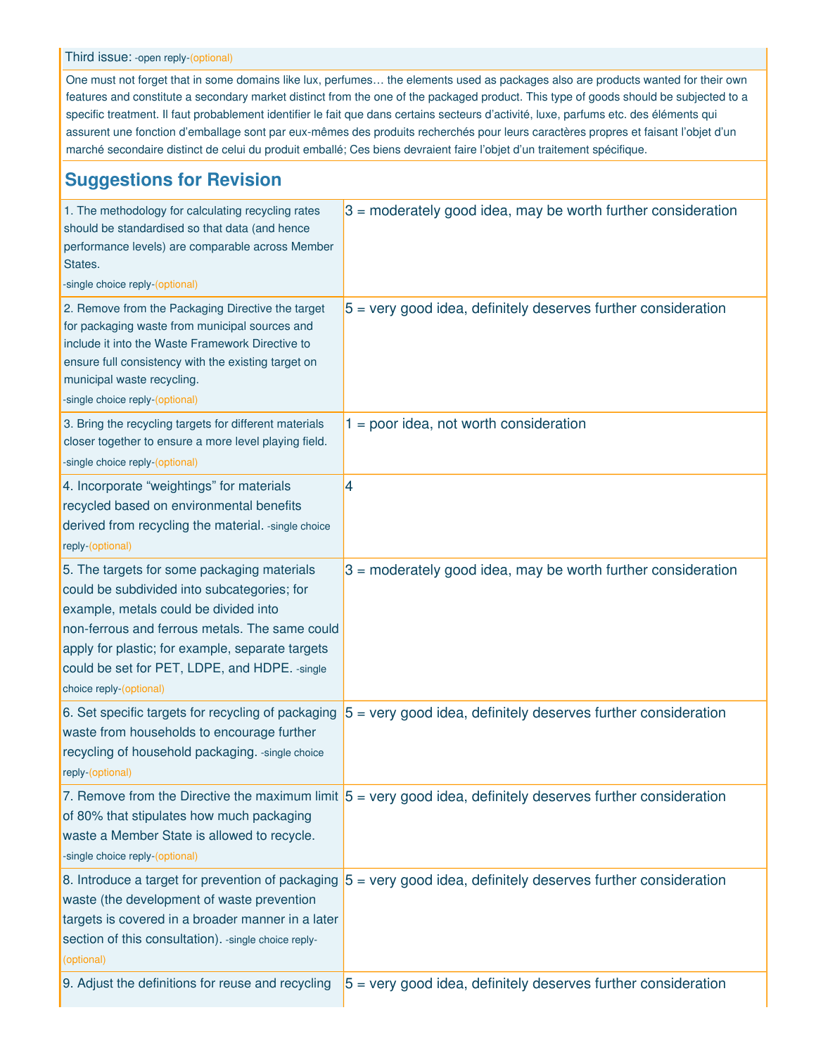Third issue: -open reply-(optional)

One must not forget that in some domains like lux, perfumes… the elements used as packages also are products wanted for their own features and constitute a secondary market distinct from the one of the packaged product. This type of goods should be subjected to a specific treatment. Il faut probablement identifier le fait que dans certains secteurs d'activité, luxe, parfums etc. des éléments qui assurent une fonction d'emballage sont par eux-mêmes des produits recherchés pour leurs caractères propres et faisant l'objet d'un marché secondaire distinct de celui du produit emballé; Ces biens devraient faire l'objet d'un traitement spécifique.

## Suggestions for Revision

| | |
|---|---|
| 1. The methodology for calculating recycling rates should be standardised so that data (and hence performance levels) are comparable across Member States. -single choice reply-(optional) | 3 = moderately good idea, may be worth further consideration |
| 2. Remove from the Packaging Directive the target for packaging waste from municipal sources and include it into the Waste Framework Directive to ensure full consistency with the existing target on municipal waste recycling. -single choice reply-(optional) | 5 = very good idea, definitely deserves further consideration |
| 3. Bring the recycling targets for different materials closer together to ensure a more level playing field. -single choice reply-(optional) | 1 = poor idea, not worth consideration |
| 4. Incorporate "weightings" for materials recycled based on environmental benefits derived from recycling the material. -single choice reply-(optional) | 4 |
| 5. The targets for some packaging materials could be subdivided into subcategories; for example, metals could be divided into non-ferrous and ferrous metals. The same could apply for plastic; for example, separate targets could be set for PET, LDPE, and HDPE. -single choice reply-(optional) | 3 = moderately good idea, may be worth further consideration |
| 6. Set specific targets for recycling of packaging waste from households to encourage further recycling of household packaging. -single choice reply-(optional) | 5 = very good idea, definitely deserves further consideration |
| 7. Remove from the Directive the maximum limit of 80% that stipulates how much packaging waste a Member State is allowed to recycle. -single choice reply-(optional) | 5 = very good idea, definitely deserves further consideration |
| 8. Introduce a target for prevention of packaging waste (the development of waste prevention targets is covered in a broader manner in a later section of this consultation). -single choice reply-(optional) | 5 = very good idea, definitely deserves further consideration |
| 9. Adjust the definitions for reuse and recycling | 5 = very good idea, definitely deserves further consideration |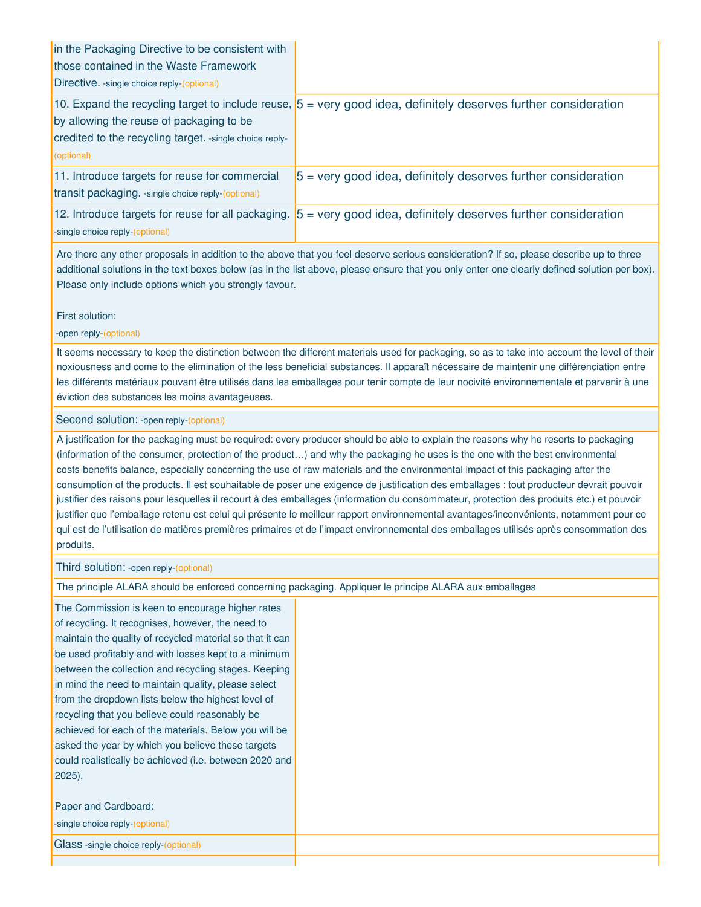| | |
|---|---|
| in the Packaging Directive to be consistent with those contained in the Waste Framework Directive. -single choice reply-(optional) | |
| 10. Expand the recycling target to include reuse, by allowing the reuse of packaging to be credited to the recycling target. -single choice reply-(optional) | 5 = very good idea, definitely deserves further consideration |
| 11. Introduce targets for reuse for commercial transit packaging. -single choice reply-(optional) | 5 = very good idea, definitely deserves further consideration |
| 12. Introduce targets for reuse for all packaging. -single choice reply-(optional) | 5 = very good idea, definitely deserves further consideration |

Are there any other proposals in addition to the above that you feel deserve serious consideration? If so, please describe up to three additional solutions in the text boxes below (as in the list above, please ensure that you only enter one clearly defined solution per box). Please only include options which you strongly favour.

First solution:
-open reply-(optional)

It seems necessary to keep the distinction between the different materials used for packaging, so as to take into account the level of their noxiousness and come to the elimination of the less beneficial substances. Il apparaît nécessaire de maintenir une différenciation entre les différents matériaux pouvant être utilisés dans les emballages pour tenir compte de leur nocivité environnementale et parvenir à une éviction des substances les moins avantageuses.

Second solution: -open reply-(optional)

A justification for the packaging must be required: every producer should be able to explain the reasons why he resorts to packaging (information of the consumer, protection of the product…) and why the packaging he uses is the one with the best environmental costs-benefits balance, especially concerning the use of raw materials and the environmental impact of this packaging after the consumption of the products. Il est souhaitable de poser une exigence de justification des emballages : tout producteur devrait pouvoir justifier des raisons pour lesquelles il recourt à des emballages (information du consommateur, protection des produits etc.) et pouvoir justifier que l'emballage retenu est celui qui présente le meilleur rapport environnemental avantages/inconvénients, notamment pour ce qui est de l'utilisation de matières premières primaires et de l'impact environnemental des emballages utilisés après consommation des produits.

Third solution: -open reply-(optional)

The principle ALARA should be enforced concerning packaging. Appliquer le principe ALARA aux emballages

| | |
|---|---|
| The Commission is keen to encourage higher rates of recycling. It recognises, however, the need to maintain the quality of recycled material so that it can be used profitably and with losses kept to a minimum between the collection and recycling stages. Keeping in mind the need to maintain quality, please select from the dropdown lists below the highest level of recycling that you believe could reasonably be achieved for each of the materials. Below you will be asked the year by which you believe these targets could realistically be achieved (i.e. between 2020 and 2025).<br><br>Paper and Cardboard:<br>-single choice reply-(optional) | |
| Glass -single choice reply-(optional) | |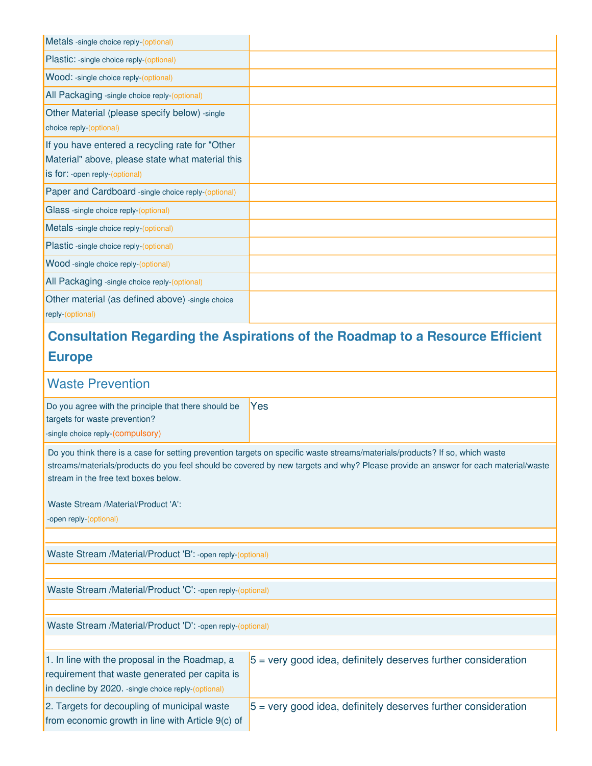| | |
|---|---|
| Metals -single choice reply-(optional) | |
| Plastic: -single choice reply-(optional) | |
| Wood: -single choice reply-(optional) | |
| All Packaging -single choice reply-(optional) | |
| Other Material (please specify below) -single choice reply-(optional) | |
| If you have entered a recycling rate for "Other Material" above, please state what material this is for: -open reply-(optional) | |
| Paper and Cardboard -single choice reply-(optional) | |
| Glass -single choice reply-(optional) | |
| Metals -single choice reply-(optional) | |
| Plastic -single choice reply-(optional) | |
| Wood -single choice reply-(optional) | |
| All Packaging -single choice reply-(optional) | |
| Other material (as defined above) -single choice reply-(optional) | |

## Consultation Regarding the Aspirations of the Roadmap to a Resource Efficient Europe

### Waste Prevention

| | |
|---|---|
| Do you agree with the principle that there should be targets for waste prevention? -single choice reply-(compulsory) | Yes |

Do you think there is a case for setting prevention targets on specific waste streams/materials/products? If so, which waste streams/materials/products do you feel should be covered by new targets and why? Please provide an answer for each material/waste stream in the free text boxes below.

Waste Stream /Material/Product 'A': -open reply-(optional)

Waste Stream /Material/Product 'B': -open reply-(optional)

Waste Stream /Material/Product 'C': -open reply-(optional)

Waste Stream /Material/Product 'D': -open reply-(optional)

| | |
|---|---|
| 1. In line with the proposal in the Roadmap, a requirement that waste generated per capita is in decline by 2020. -single choice reply-(optional) | 5 = very good idea, definitely deserves further consideration |
| 2. Targets for decoupling of municipal waste from economic growth in line with Article 9(c) of | 5 = very good idea, definitely deserves further consideration |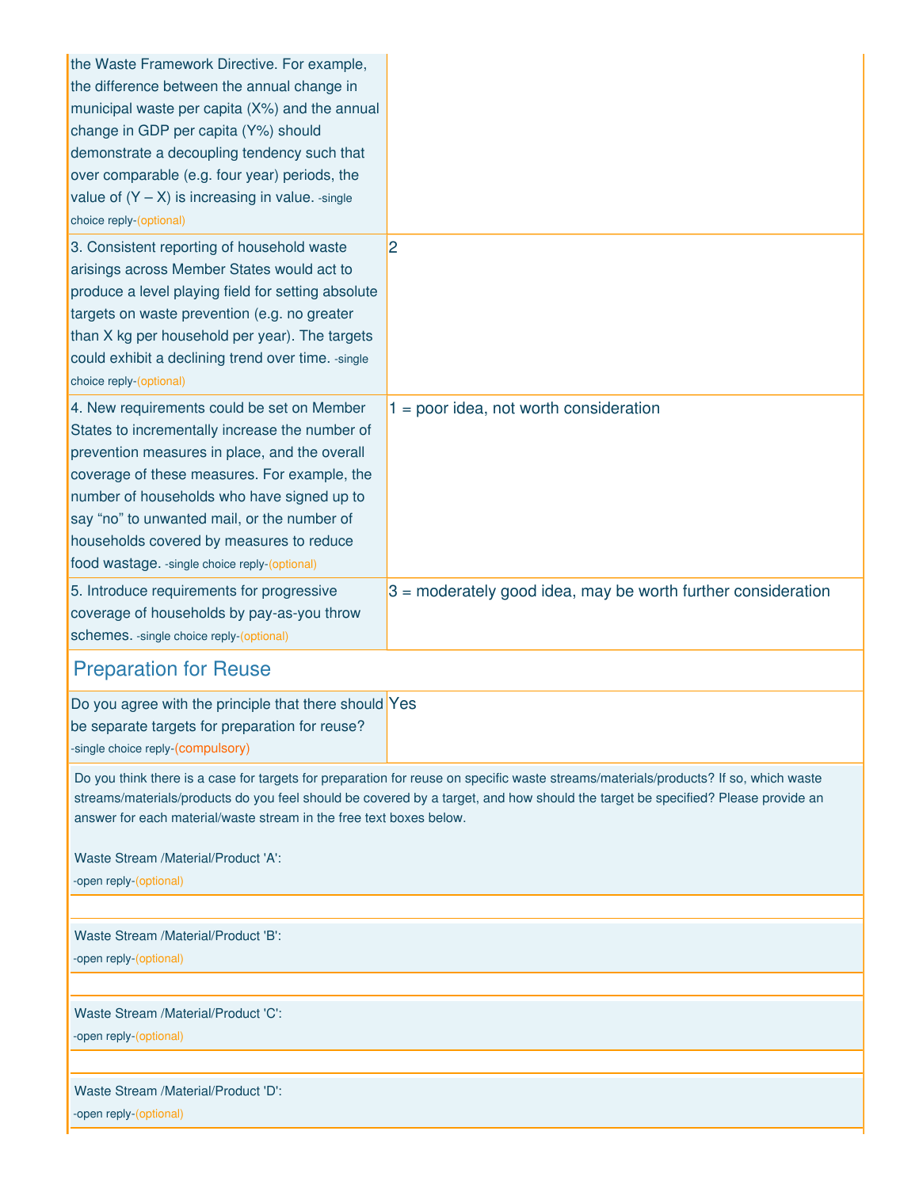| | |
|---|---|
| the Waste Framework Directive. For example, the difference between the annual change in municipal waste per capita (X%) and the annual change in GDP per capita (Y%) should demonstrate a decoupling tendency such that over comparable (e.g. four year) periods, the value of (Y – X) is increasing in value. -single choice reply-(optional) | |
| 3. Consistent reporting of household waste arisings across Member States would act to produce a level playing field for setting absolute targets on waste prevention (e.g. no greater than X kg per household per year). The targets could exhibit a declining trend over time. -single choice reply-(optional) | 2 |
| 4. New requirements could be set on Member States to incrementally increase the number of prevention measures in place, and the overall coverage of these measures. For example, the number of households who have signed up to say "no" to unwanted mail, or the number of households covered by measures to reduce food wastage. -single choice reply-(optional) | 1 = poor idea, not worth consideration |
| 5. Introduce requirements for progressive coverage of households by pay-as-you throw schemes. -single choice reply-(optional) | 3 = moderately good idea, may be worth further consideration |

## Preparation for Reuse

| | |
|---|---|
| Do you agree with the principle that there should be separate targets for preparation for reuse? -single choice reply-(compulsory) | Yes |

Do you think there is a case for targets for preparation for reuse on specific waste streams/materials/products? If so, which waste streams/materials/products do you feel should be covered by a target, and how should the target be specified? Please provide an answer for each material/waste stream in the free text boxes below.

Waste Stream /Material/Product 'A':
-open reply-(optional)

Waste Stream /Material/Product 'B':
-open reply-(optional)

Waste Stream /Material/Product 'C':
-open reply-(optional)

Waste Stream /Material/Product 'D':
-open reply-(optional)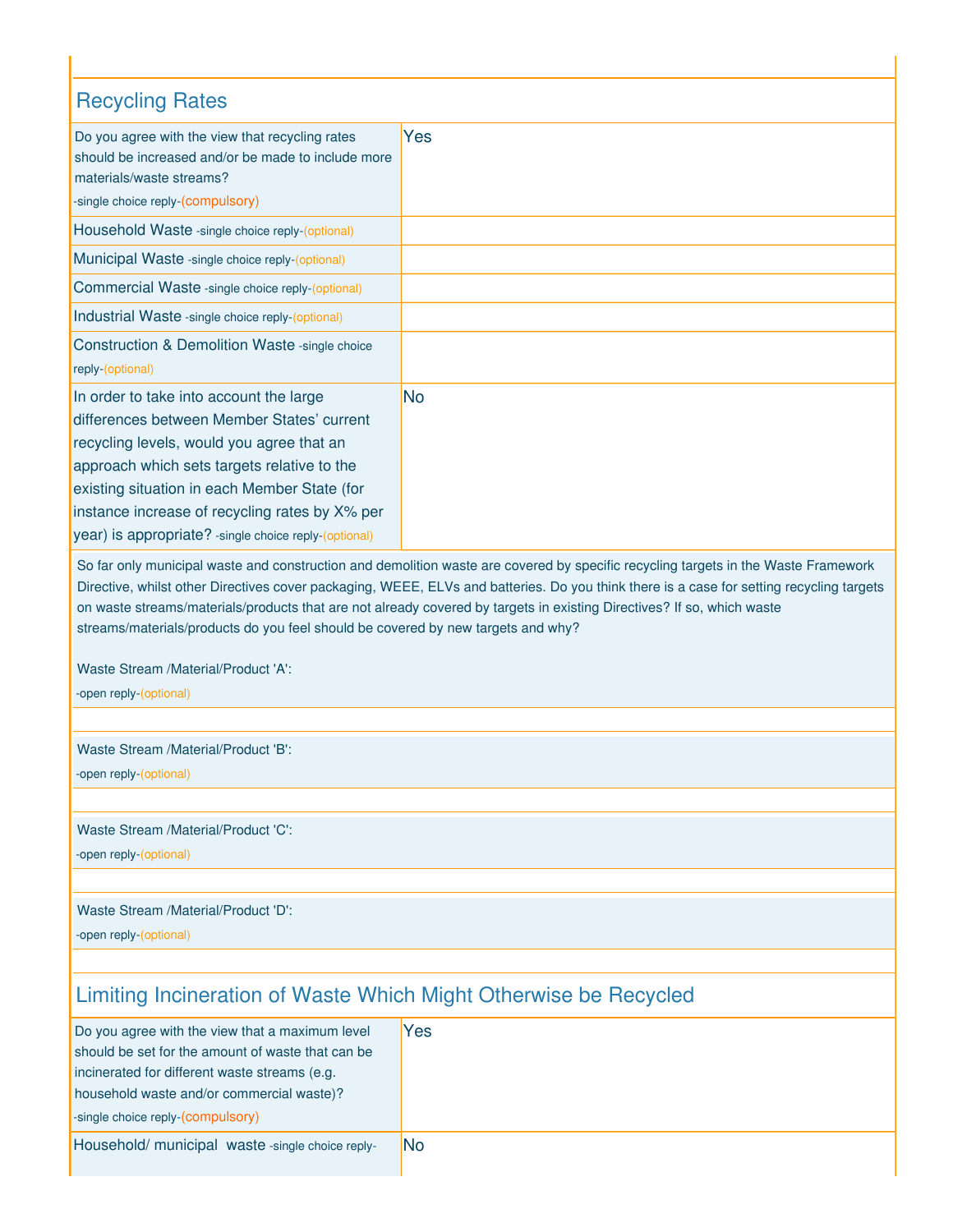## Recycling Rates

| Question | Reply |
| --- | --- |
| Do you agree with the view that recycling rates should be increased and/or be made to include more materials/waste streams? -single choice reply-(compulsory) | Yes |
| Household Waste -single choice reply-(optional) | |
| Municipal Waste -single choice reply-(optional) | |
| Commercial Waste -single choice reply-(optional) | |
| Industrial Waste -single choice reply-(optional) | |
| Construction & Demolition Waste -single choice reply-(optional) | |
| In order to take into account the large differences between Member States' current recycling levels, would you agree that an approach which sets targets relative to the existing situation in each Member State (for instance increase of recycling rates by X% per year) is appropriate? -single choice reply-(optional) | No |

So far only municipal waste and construction and demolition waste are covered by specific recycling targets in the Waste Framework Directive, whilst other Directives cover packaging, WEEE, ELVs and batteries. Do you think there is a case for setting recycling targets on waste streams/materials/products that are not already covered by targets in existing Directives? If so, which waste streams/materials/products do you feel should be covered by new targets and why?

Waste Stream /Material/Product 'A':
-open reply-(optional)

Waste Stream /Material/Product 'B':
-open reply-(optional)

Waste Stream /Material/Product 'C':
-open reply-(optional)

Waste Stream /Material/Product 'D':
-open reply-(optional)

## Limiting Incineration of Waste Which Might Otherwise be Recycled

| Question | Reply |
| --- | --- |
| Do you agree with the view that a maximum level should be set for the amount of waste that can be incinerated for different waste streams (e.g. household waste and/or commercial waste)? -single choice reply-(compulsory) | Yes |
| Household/ municipal waste -single choice reply- | No |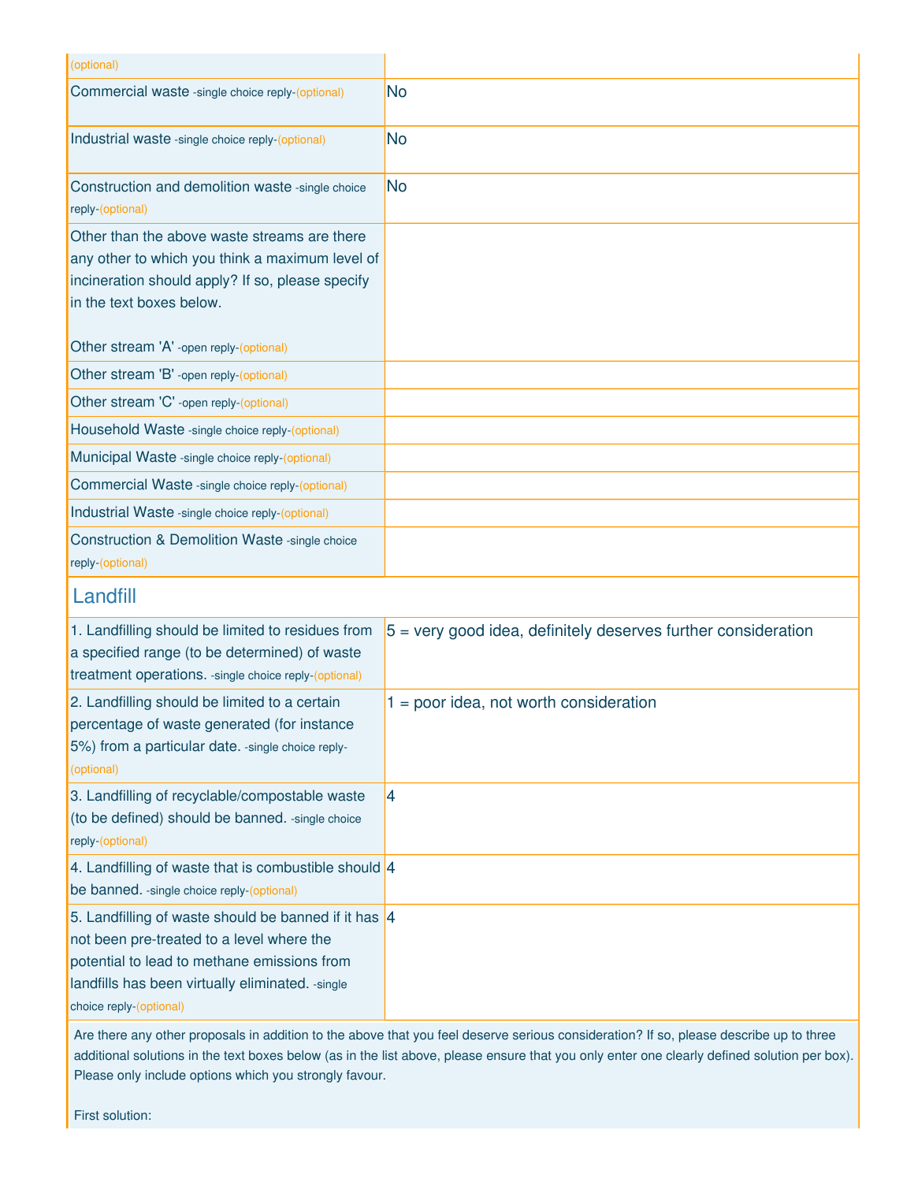| | |
|---|---|
| (optional) | |
| Commercial waste -single choice reply-(optional) | No |
| Industrial waste -single choice reply-(optional) | No |
| Construction and demolition waste -single choice reply-(optional) | No |
| Other than the above waste streams are there any other to which you think a maximum level of incineration should apply? If so, please specify in the text boxes below.<br><br>Other stream 'A' -open reply-(optional) | |
| Other stream 'B' -open reply-(optional) | |
| Other stream 'C' -open reply-(optional) | |
| Household Waste -single choice reply-(optional) | |
| Municipal Waste -single choice reply-(optional) | |
| Commercial Waste -single choice reply-(optional) | |
| Industrial Waste -single choice reply-(optional) | |
| Construction & Demolition Waste -single choice reply-(optional) | |

## Landfill

| | |
|---|---|
| 1. Landfilling should be limited to residues from a specified range (to be determined) of waste treatment operations. -single choice reply-(optional) | 5 = very good idea, definitely deserves further consideration |
| 2. Landfilling should be limited to a certain percentage of waste generated (for instance 5%) from a particular date. -single choice reply-(optional) | 1 = poor idea, not worth consideration |
| 3. Landfilling of recyclable/compostable waste (to be defined) should be banned. -single choice reply-(optional) | 4 |
| 4. Landfilling of waste that is combustible should be banned. -single choice reply-(optional) | 4 |
| 5. Landfilling of waste should be banned if it has not been pre-treated to a level where the potential to lead to methane emissions from landfills has been virtually eliminated. -single choice reply-(optional) | 4 |

Are there any other proposals in addition to the above that you feel deserve serious consideration? If so, please describe up to three additional solutions in the text boxes below (as in the list above, please ensure that you only enter one clearly defined solution per box). Please only include options which you strongly favour.

First solution: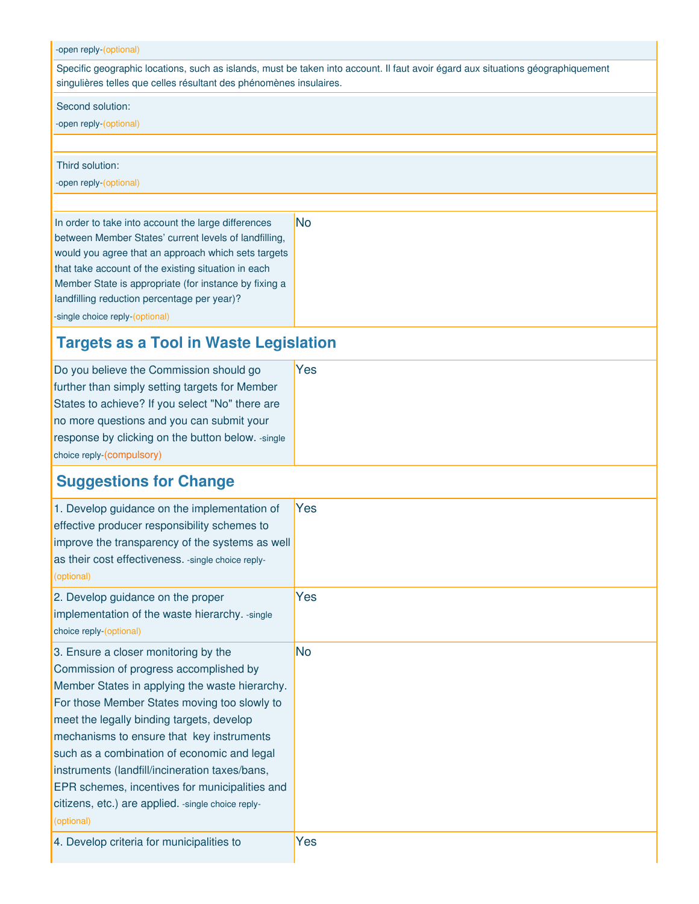-open reply-(optional)

Specific geographic locations, such as islands, must be taken into account. Il faut avoir égard aux situations géographiquement singulières telles que celles résultant des phénomènes insulaires.

Second solution:
-open reply-(optional)

Third solution:
-open reply-(optional)

| | |
|---|---|
| In order to take into account the large differences between Member States' current levels of landfilling, would you agree that an approach which sets targets that take account of the existing situation in each Member State is appropriate (for instance by fixing a landfilling reduction percentage per year)? -single choice reply-(optional) | No |

## Targets as a Tool in Waste Legislation

| | |
|---|---|
| Do you believe the Commission should go further than simply setting targets for Member States to achieve? If you select "No" there are no more questions and you can submit your response by clicking on the button below. -single choice reply-(compulsory) | Yes |

## Suggestions for Change

| | |
|---|---|
| 1. Develop guidance on the implementation of effective producer responsibility schemes to improve the transparency of the systems as well as their cost effectiveness. -single choice reply-(optional) | Yes |
| 2. Develop guidance on the proper implementation of the waste hierarchy. -single choice reply-(optional) | Yes |
| 3. Ensure a closer monitoring by the Commission of progress accomplished by Member States in applying the waste hierarchy. For those Member States moving too slowly to meet the legally binding targets, develop mechanisms to ensure that key instruments such as a combination of economic and legal instruments (landfill/incineration taxes/bans, EPR schemes, incentives for municipalities and citizens, etc.) are applied. -single choice reply-(optional) | No |
| 4. Develop criteria for municipalities to | Yes |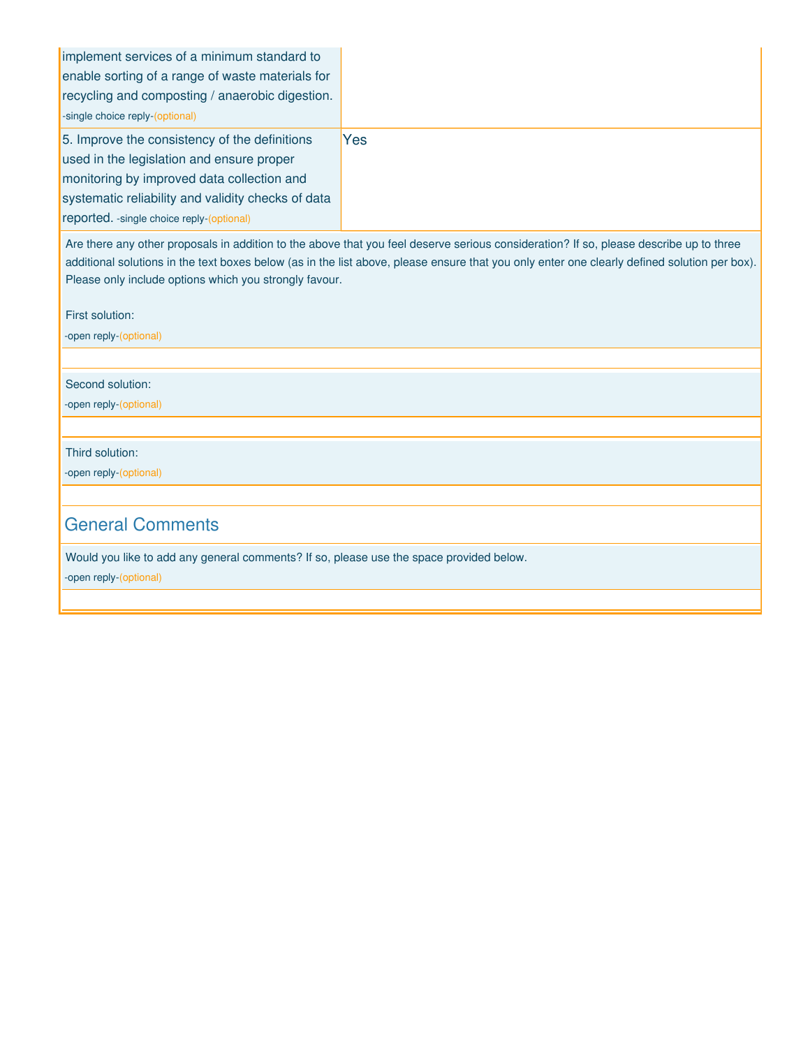| | |
|---|---|
| implement services of a minimum standard to enable sorting of a range of waste materials for recycling and composting / anaerobic digestion. -single choice reply-(optional) | |
| 5. Improve the consistency of the definitions used in the legislation and ensure proper monitoring by improved data collection and systematic reliability and validity checks of data reported. -single choice reply-(optional) | Yes |

Are there any other proposals in addition to the above that you feel deserve serious consideration? If so, please describe up to three additional solutions in the text boxes below (as in the list above, please ensure that you only enter one clearly defined solution per box). Please only include options which you strongly favour.

First solution:
-open reply-(optional)

Second solution:
-open reply-(optional)

Third solution:
-open reply-(optional)

## General Comments

Would you like to add any general comments? If so, please use the space provided below.
-open reply-(optional)